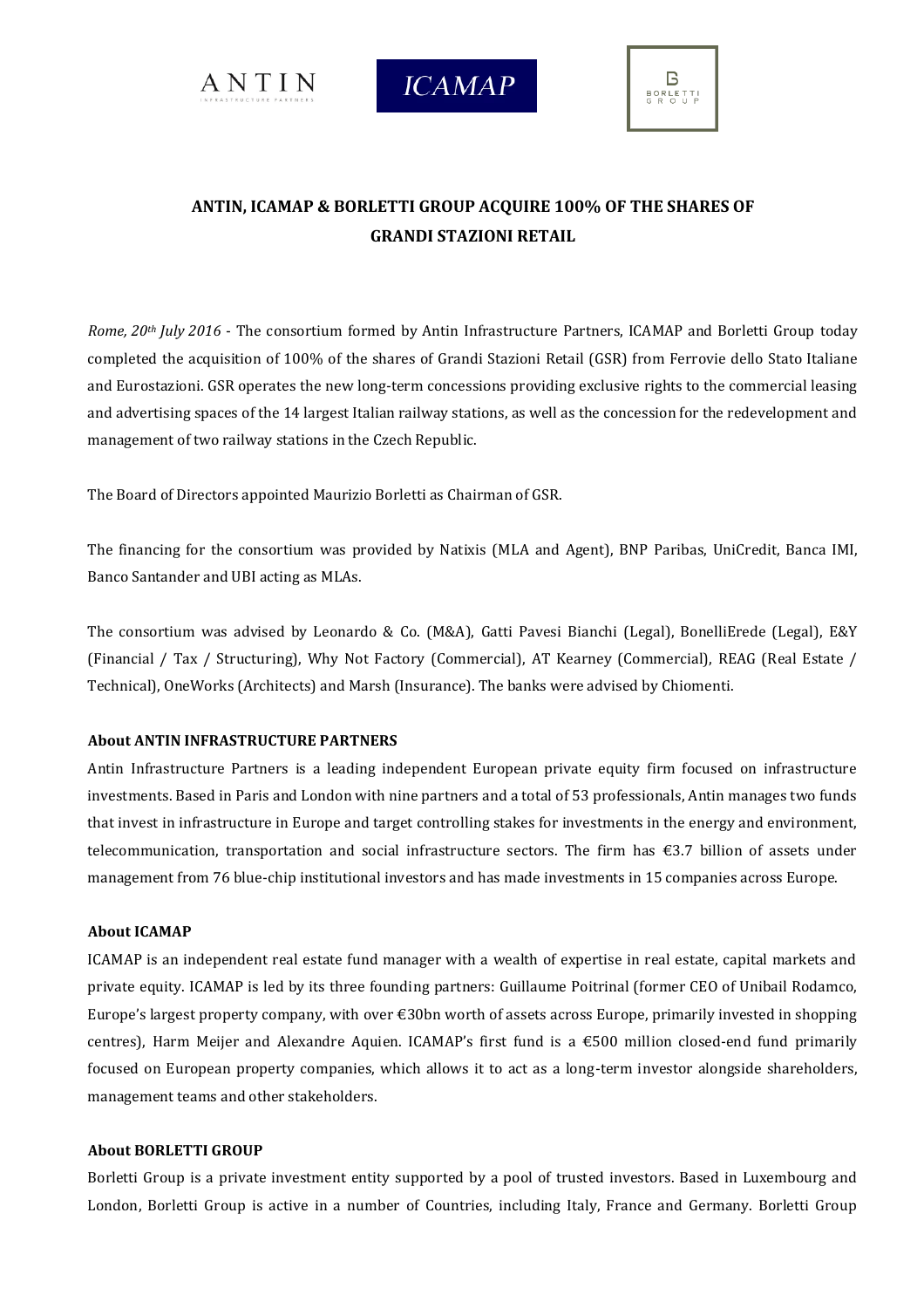ANTIN INFRASTRUCTURE PARTNERS

ICAMAP

BORLETTI GROUP

# ANTIN, ICAMAP & BORLETTI GROUP ACQUIRE 100% OF THE SHARES OF GRANDI STAZIONI RETAIL

*Rome, 20th July 2016* - The consortium formed by Antin Infrastructure Partners, ICAMAP and Borletti Group today completed the acquisition of 100% of the shares of Grandi Stazioni Retail (GSR) from Ferrovie dello Stato Italiane and Eurostazioni. GSR operates the new long-term concessions providing exclusive rights to the commercial leasing and advertising spaces of the 14 largest Italian railway stations, as well as the concession for the redevelopment and management of two railway stations in the Czech Republic.

The Board of Directors appointed Maurizio Borletti as Chairman of GSR.

The financing for the consortium was provided by Natixis (MLA and Agent), BNP Paribas, UniCredit, Banca IMI, Banco Santander and UBI acting as MLAs.

The consortium was advised by Leonardo & Co. (M&A), Gatti Pavesi Bianchi (Legal), BonelliErede (Legal), E&Y (Financial / Tax / Structuring), Why Not Factory (Commercial), AT Kearney (Commercial), REAG (Real Estate / Technical), OneWorks (Architects) and Marsh (Insurance). The banks were advised by Chiomenti.

### About ANTIN INFRASTRUCTURE PARTNERS

Antin Infrastructure Partners is a leading independent European private equity firm focused on infrastructure investments. Based in Paris and London with nine partners and a total of 53 professionals, Antin manages two funds that invest in infrastructure in Europe and target controlling stakes for investments in the energy and environment, telecommunication, transportation and social infrastructure sectors. The firm has €3.7 billion of assets under management from 76 blue-chip institutional investors and has made investments in 15 companies across Europe.

### About ICAMAP

ICAMAP is an independent real estate fund manager with a wealth of expertise in real estate, capital markets and private equity. ICAMAP is led by its three founding partners: Guillaume Poitrinal (former CEO of Unibail Rodamco, Europe's largest property company, with over €30bn worth of assets across Europe, primarily invested in shopping centres), Harm Meijer and Alexandre Aquien. ICAMAP's first fund is a €500 million closed-end fund primarily focused on European property companies, which allows it to act as a long-term investor alongside shareholders, management teams and other stakeholders.

### About BORLETTI GROUP

Borletti Group is a private investment entity supported by a pool of trusted investors. Based in Luxembourg and London, Borletti Group is active in a number of Countries, including Italy, France and Germany. Borletti Group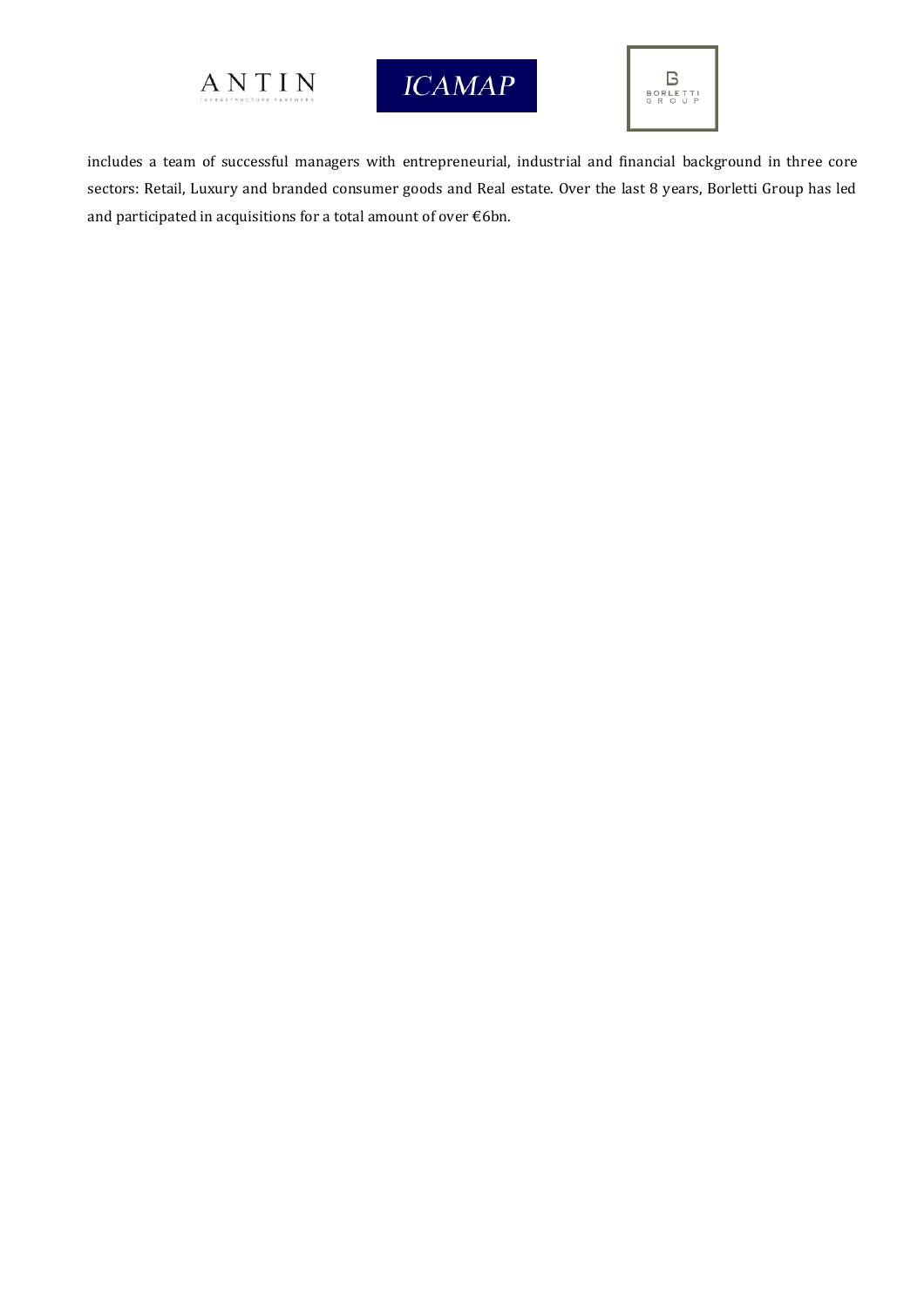includes a team of successful managers with entrepreneurial, industrial and financial background in three core sectors: Retail, Luxury and branded consumer goods and Real estate. Over the last 8 years, Borletti Group has led and participated in acquisitions for a total amount of over €6bn.